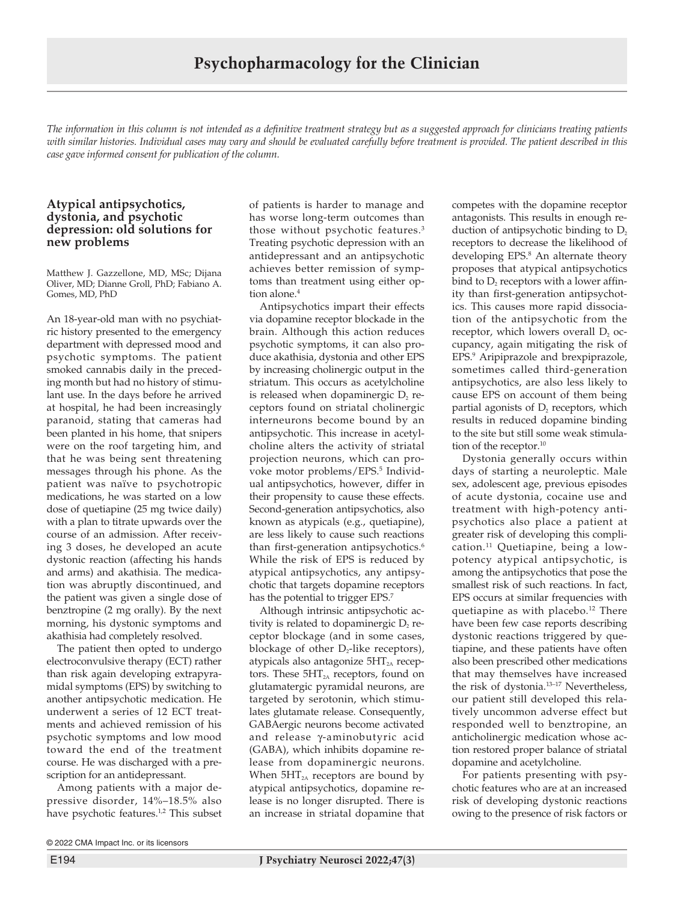# Psychopharmacology for the Clinician

*The information in this column is not intended as a definitive treatment strategy but as a suggested approach for clinicians treating patients with similar histories. Individual cases may vary and should be evaluated carefully before treatment is provided. The patient described in this case gave informed consent for publication of the column.*

## Atypical antipsychotics, dystonia, and psychotic depression: old solutions for new problems

Matthew J. Gazzellone, MD, MSc; Dijana Oliver, MD; Dianne Groll, PhD; Fabiano A. Gomes, MD, PhD

An 18-year-old man with no psychiatric history presented to the emergency department with depressed mood and psychotic symptoms. The patient smoked cannabis daily in the preceding month but had no history of stimulant use. In the days before he arrived at hospital, he had been increasingly paranoid, stating that cameras had been planted in his home, that snipers were on the roof targeting him, and that he was being sent threatening messages through his phone. As the patient was naïve to psychotropic medications, he was started on a low dose of quetiapine (25 mg twice daily) with a plan to titrate upwards over the course of an admission. After receiving 3 doses, he developed an acute dystonic reaction (affecting his hands and arms) and akathisia. The medication was abruptly discontinued, and the patient was given a single dose of benztropine (2 mg orally). By the next morning, his dystonic symptoms and akathisia had completely resolved.

The patient then opted to undergo electroconvulsive therapy (ECT) rather than risk again developing extrapyramidal symptoms (EPS) by switching to another antipsychotic medication. He underwent a series of 12 ECT treatments and achieved remission of his psychotic symptoms and low mood toward the end of the treatment course. He was discharged with a prescription for an antidepressant.

Among patients with a major depressive disorder, 14%–18.5% also have psychotic features.[1,2] This subset of patients is harder to manage and has worse long-term outcomes than those without psychotic features.[3] Treating psychotic depression with an antidepressant and an antipsychotic achieves better remission of symptoms than treatment using either option alone.[4]

Antipsychotics impart their effects via dopamine receptor blockade in the brain. Although this action reduces psychotic symptoms, it can also produce akathisia, dystonia and other EPS by increasing cholinergic output in the striatum. This occurs as acetylcholine is released when dopaminergic $D_2$ receptors found on striatal cholinergic interneurons become bound by an antipsychotic. This increase in acetylcholine alters the activity of striatal projection neurons, which can provoke motor problems/EPS.[5] Individual antipsychotics, however, differ in their propensity to cause these effects. Second-generation antipsychotics, also known as atypicals (e.g., quetiapine), are less likely to cause such reactions than first-generation antipsychotics.[6] While the risk of EPS is reduced by atypical antipsychotics, any antipsychotic that targets dopamine receptors has the potential to trigger EPS.[7]

Although intrinsic antipsychotic activity is related to dopaminergic $D_2$ receptor blockage (and in some cases, blockage of other $D_2$-like receptors), atypicals also antagonize $5HT_{2A}$ receptors. These $5HT_{2A}$ receptors, found on glutamatergic pyramidal neurons, are targeted by serotonin, which stimulates glutamate release. Consequently, GABAergic neurons become activated and release γ-aminobutyric acid (GABA), which inhibits dopamine release from dopaminergic neurons. When $5HT_{2A}$ receptors are bound by atypical antipsychotics, dopamine release is no longer disrupted. There is an increase in striatal dopamine that competes with the dopamine receptor antagonists. This results in enough reduction of antipsychotic binding to $D_2$ receptors to decrease the likelihood of developing EPS.[8] An alternate theory proposes that atypical antipsychotics bind to $D_2$ receptors with a lower affinity than first-generation antipsychotics. This causes more rapid dissociation of the antipsychotic from the receptor, which lowers overall $D_2$ occupancy, again mitigating the risk of EPS.[9] Aripiprazole and brexpiprazole, sometimes called third-generation antipsychotics, are also less likely to cause EPS on account of them being partial agonists of $D_2$ receptors, which results in reduced dopamine binding to the site but still some weak stimulation of the receptor.[10]

Dystonia generally occurs within days of starting a neuroleptic. Male sex, adolescent age, previous episodes of acute dystonia, cocaine use and treatment with high-potency antipsychotics also place a patient at greater risk of developing this complication.[11] Quetiapine, being a low-potency atypical antipsychotic, is among the antipsychotics that pose the smallest risk of such reactions. In fact, EPS occurs at similar frequencies with quetiapine as with placebo.[12] There have been few case reports describing dystonic reactions triggered by quetiapine, and these patients have often also been prescribed other medications that may themselves have increased the risk of dystonia.[13–17] Nevertheless, our patient still developed this relatively uncommon adverse effect but responded well to benztropine, an anticholinergic medication whose action restored proper balance of striatal dopamine and acetylcholine.

For patients presenting with psychotic features who are at an increased risk of developing dystonic reactions owing to the presence of risk factors or

© 2022 CMA Impact Inc. or its licensors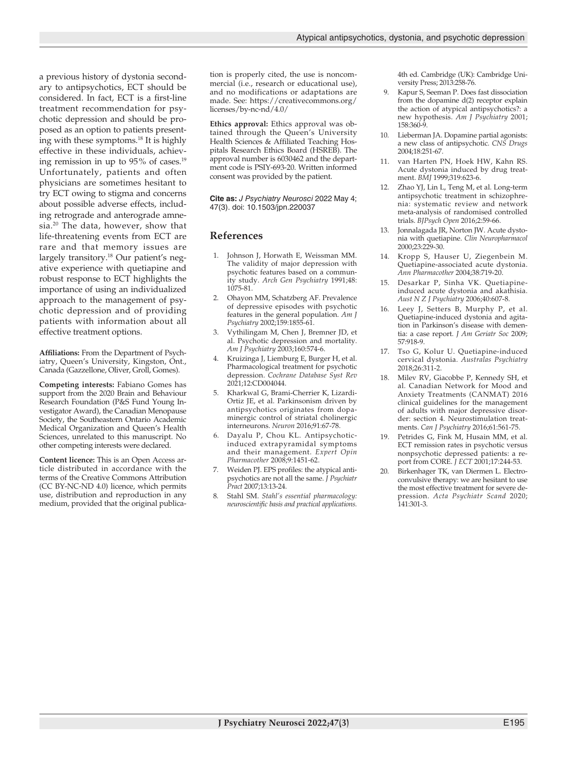a previous history of dystonia secondary to antipsychotics, ECT should be considered. In fact, ECT is a first-line treatment recommendation for psychotic depression and should be proposed as an option to patients presenting with these symptoms.[18] It is highly effective in these individuals, achieving remission in up to 95% of cases.[19] Unfortunately, patients and often physicians are sometimes hesitant to try ECT owing to stigma and concerns about possible adverse effects, including retrograde and anterograde amnesia.[20] The data, however, show that life-threatening events from ECT are rare and that memory issues are largely transitory.[18] Our patient's negative experience with quetiapine and robust response to ECT highlights the importance of using an individualized approach to the management of psychotic depression and of providing patients with information about all effective treatment options.

**Affiliations:** From the Department of Psychiatry, Queen's University, Kingston, Ont., Canada (Gazzellone, Oliver, Groll, Gomes).

**Competing interests:** Fabiano Gomes has support from the 2020 Brain and Behaviour Research Foundation (P&S Fund Young Investigator Award), the Canadian Menopause Society, the Southeastern Ontario Academic Medical Organization and Queen's Health Sciences, unrelated to this manuscript. No other competing interests were declared.

**Content licence:** This is an Open Access article distributed in accordance with the terms of the Creative Commons Attribution (CC BY-NC-ND 4.0) licence, which permits use, distribution and reproduction in any medium, provided that the original publication is properly cited, the use is noncommercial (i.e., research or educational use), and no modifications or adaptations are made. See: https://creativecommons.org/licenses/by-nc-nd/4.0/

**Ethics approval:** Ethics approval was obtained through the Queen's University Health Sciences & Affiliated Teaching Hospitals Research Ethics Board (HSREB). The approval number is 6030462 and the department code is PSIY-693-20. Written informed consent was provided by the patient.

**Cite as:** *J Psychiatry Neurosci* 2022 May 4; 47(3). doi: 10.1503/jpn.220037

## References

1. Johnson J, Horwath E, Weissman MM. The validity of major depression with psychotic features based on a community study. *Arch Gen Psychiatry* 1991;48:1075-81.
2. Ohayon MM, Schatzberg AF. Prevalence of depressive episodes with psychotic features in the general population. *Am J Psychiatry* 2002;159:1855-61.
3. Vythilingam M, Chen J, Bremner JD, et al. Psychotic depression and mortality. *Am J Psychiatry* 2003;160:574-6.
4. Kruizinga J, Liemburg E, Burger H, et al. Pharmacological treatment for psychotic depression. *Cochrane Database Syst Rev* 2021;12:CD004044.
5. Kharkwal G, Brami-Cherrier K, Lizardi-Ortiz JE, et al. Parkinsonism driven by antipsychotics originates from dopaminergic control of striatal cholinergic interneurons. *Neuron* 2016;91:67-78.
6. Dayalu P, Chou KL. Antipsychotic-induced extrapyramidal symptoms and their management. *Expert Opin Pharmacother* 2008;9:1451-62.
7. Weiden PJ. EPS profiles: the atypical antipsychotics are not all the same. *J Psychiatr Pract* 2007;13:13-24.
8. Stahl SM. *Stahl's essential pharmacology: neuroscientific basis and practical applications.* 4th ed. Cambridge (UK): Cambridge University Press; 2013:258-76.
9. Kapur S, Seeman P. Does fast dissociation from the dopamine d(2) receptor explain the action of atypical antipsychotics?: a new hypothesis. *Am J Psychiatry* 2001; 158:360-9.
10. Lieberman JA. Dopamine partial agonists: a new class of antipsychotic. *CNS Drugs* 2004;18:251-67.
11. van Harten PN, Hoek HW, Kahn RS. Acute dystonia induced by drug treatment. *BMJ* 1999;319:623-6.
12. Zhao YJ, Lin L, Teng M, et al. Long-term antipsychotic treatment in schizophrenia: systematic review and network meta-analysis of randomised controlled trials. *BJPsych Open* 2016;2:59-66.
13. Jonnalagada JR, Norton JW. Acute dystonia with quetiapine. *Clin Neuropharmacol* 2000;23:229-30.
14. Kropp S, Hauser U, Ziegenbein M. Quetiapine-associated acute dystonia. *Ann Pharmacother* 2004;38:719-20.
15. Desarkar P, Sinha VK. Quetiapine-induced acute dystonia and akathisia. *Aust N Z J Psychiatry* 2006;40:607-8.
16. Leey J, Setters B, Murphy P, et al. Quetiapine-induced dystonia and agitation in Parkinson's disease with dementia: a case report. *J Am Geriatr Soc* 2009; 57:918-9.
17. Tso G, Kolur U. Quetiapine-induced cervical dystonia. *Australas Psychiatry* 2018;26:311-2.
18. Milev RV, Giacobbe P, Kennedy SH, et al. Canadian Network for Mood and Anxiety Treatments (CANMAT) 2016 clinical guidelines for the management of adults with major depressive disorder: section 4. Neurostimulation treatments. *Can J Psychiatry* 2016;61:561-75.
19. Petrides G, Fink M, Husain MM, et al. ECT remission rates in psychotic versus nonpsychotic depressed patients: a report from CORE. *J ECT* 2001;17:244-53.
20. Birkenhager TK, van Diermen L. Electroconvulsive therapy: we are hesitant to use the most effective treatment for severe depression. *Acta Psychiatr Scand* 2020; 141:301-3.